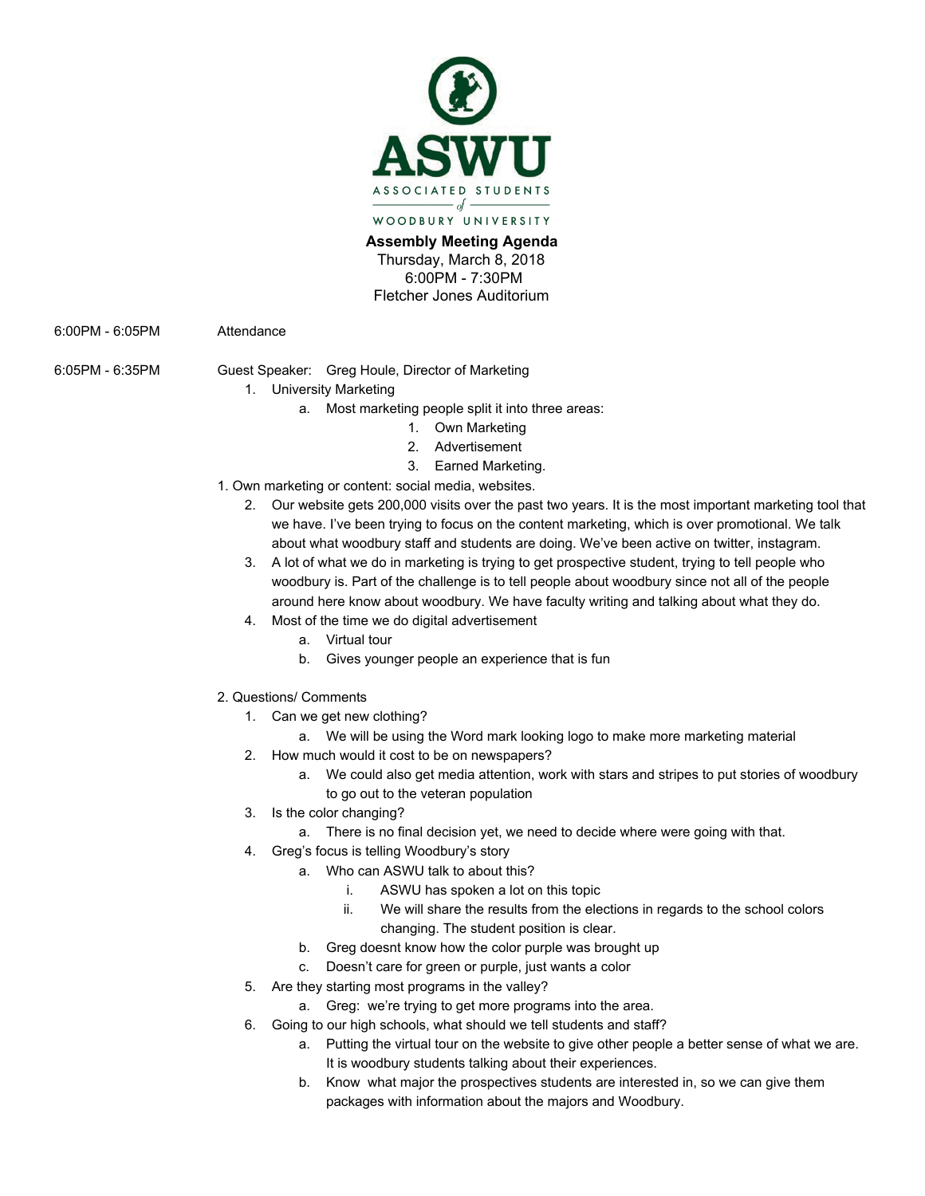ASWU

ASSOCIATED STUDENTS of WOODBURY UNIVERSITY

**Assembly Meeting Agenda**
Thursday, March 8, 2018
6:00PM - 7:30PM
Fletcher Jones Auditorium

6:00PM - 6:05PM Attendance

6:05PM - 6:35PM Guest Speaker: Greg Houle, Director of Marketing

1. University Marketing
   a. Most marketing people split it into three areas:
      1. Own Marketing
      2. Advertisement
      3. Earned Marketing.

1. Own marketing or content: social media, websites.
   2. Our website gets 200,000 visits over the past two years. It is the most important marketing tool that we have. I've been trying to focus on the content marketing, which is over promotional. We talk about what woodbury staff and students are doing. We've been active on twitter, instagram.
   3. A lot of what we do in marketing is trying to get prospective student, trying to tell people who woodbury is. Part of the challenge is to tell people about woodbury since not all of the people around here know about woodbury. We have faculty writing and talking about what they do.
   4. Most of the time we do digital advertisement
      a. Virtual tour
      b. Gives younger people an experience that is fun

2. Questions/ Comments
   1. Can we get new clothing?
      a. We will be using the Word mark looking logo to make more marketing material
   2. How much would it cost to be on newspapers?
      a. We could also get media attention, work with stars and stripes to put stories of woodbury to go out to the veteran population
   3. Is the color changing?
      a. There is no final decision yet, we need to decide where were going with that.
   4. Greg's focus is telling Woodbury's story
      a. Who can ASWU talk to about this?
         i. ASWU has spoken a lot on this topic
         ii. We will share the results from the elections in regards to the school colors changing. The student position is clear.
      b. Greg doesnt know how the color purple was brought up
      c. Doesn't care for green or purple, just wants a color
   5. Are they starting most programs in the valley?
      a. Greg: we're trying to get more programs into the area.
   6. Going to our high schools, what should we tell students and staff?
      a. Putting the virtual tour on the website to give other people a better sense of what we are. It is woodbury students talking about their experiences.
      b. Know what major the prospectives students are interested in, so we can give them packages with information about the majors and Woodbury.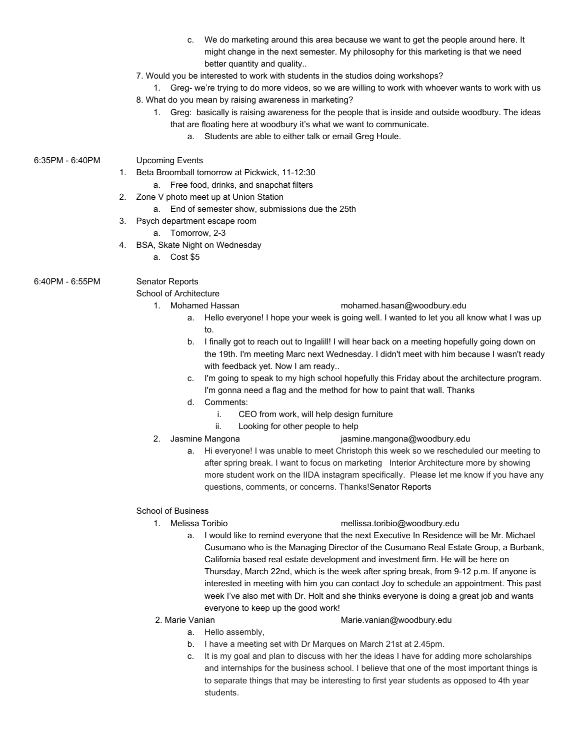c. We do marketing around this area because we want to get the people around here. It might change in the next semester. My philosophy for this marketing is that we need better quantity and quality..

7. Would you be interested to work with students in the studios doing workshops?
   1. Greg- we're trying to do more videos, so we are willing to work with whoever wants to work with us
8. What do you mean by raising awareness in marketing?
   1. Greg: basically is raising awareness for the people that is inside and outside woodbury. The ideas that are floating here at woodbury it's what we want to communicate.
      a. Students are able to either talk or email Greg Houle.

6:35PM - 6:40PM Upcoming Events

1. Beta Broomball tomorrow at Pickwick, 11-12:30
   a. Free food, drinks, and snapchat filters
2. Zone V photo meet up at Union Station
   a. End of semester show, submissions due the 25th
3. Psych department escape room
   a. Tomorrow, 2-3
4. BSA, Skate Night on Wednesday
   a. Cost $5

6:40PM - 6:55PM Senator Reports

School of Architecture

1. Mohamed Hassan mohamed.hasan@woodbury.edu
   a. Hello everyone! I hope your week is going well. I wanted to let you all know what I was up to.
   b. I finally got to reach out to Ingalill! I will hear back on a meeting hopefully going down on the 19th. I'm meeting Marc next Wednesday. I didn't meet with him because I wasn't ready with feedback yet. Now I am ready..
   c. I'm going to speak to my high school hopefully this Friday about the architecture program. I'm gonna need a flag and the method for how to paint that wall. Thanks
   d. Comments:
      i. CEO from work, will help design furniture
      ii. Looking for other people to help
2. Jasmine Mangona jasmine.mangona@woodbury.edu
   a. Hi everyone! I was unable to meet Christoph this week so we rescheduled our meeting to after spring break. I want to focus on marketing Interior Architecture more by showing more student work on the IIDA instagram specifically. Please let me know if you have any questions, comments, or concerns. Thanks!Senator Reports

School of Business

1. Melissa Toribio mellissa.toribio@woodbury.edu
   a. I would like to remind everyone that the next Executive In Residence will be Mr. Michael Cusumano who is the Managing Director of the Cusumano Real Estate Group, a Burbank, California based real estate development and investment firm. He will be here on Thursday, March 22nd, which is the week after spring break, from 9-12 p.m. If anyone is interested in meeting with him you can contact Joy to schedule an appointment. This past week I've also met with Dr. Holt and she thinks everyone is doing a great job and wants everyone to keep up the good work!
2. Marie Vanian Marie.vanian@woodbury.edu
   a. Hello assembly,
   b. I have a meeting set with Dr Marques on March 21st at 2.45pm.
   c. It is my goal and plan to discuss with her the ideas I have for adding more scholarships and internships for the business school. I believe that one of the most important things is to separate things that may be interesting to first year students as opposed to 4th year students.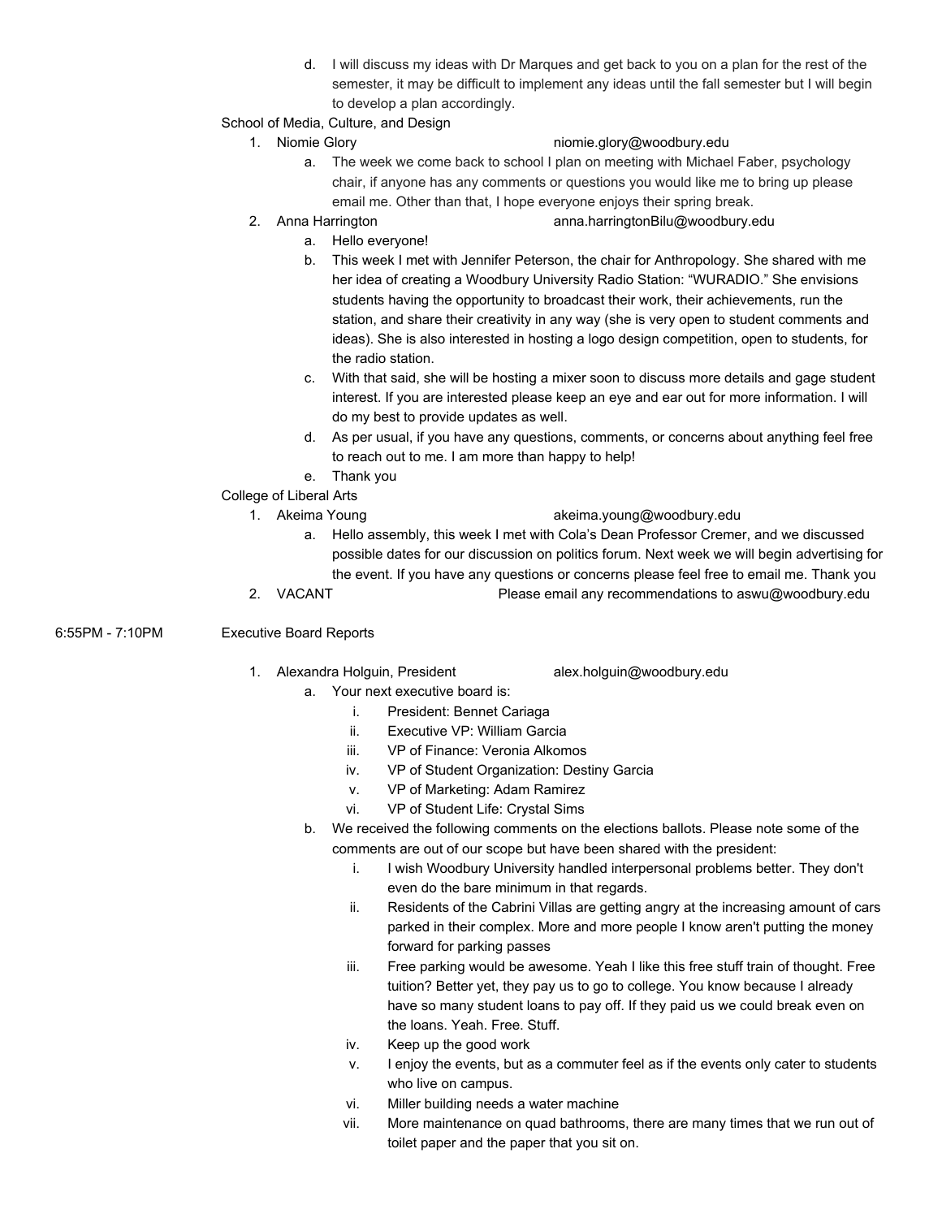d. I will discuss my ideas with Dr Marques and get back to you on a plan for the rest of the semester, it may be difficult to implement any ideas until the fall semester but I will begin to develop a plan accordingly.

School of Media, Culture, and Design

1. Niomie Glory niomie.glory@woodbury.edu
   a. The week we come back to school I plan on meeting with Michael Faber, psychology chair, if anyone has any comments or questions you would like me to bring up please email me. Other than that, I hope everyone enjoys their spring break.
2. Anna Harrington anna.harringtonBilu@woodbury.edu
   a. Hello everyone!
   b. This week I met with Jennifer Peterson, the chair for Anthropology. She shared with me her idea of creating a Woodbury University Radio Station: "WURADIO." She envisions students having the opportunity to broadcast their work, their achievements, run the station, and share their creativity in any way (she is very open to student comments and ideas). She is also interested in hosting a logo design competition, open to students, for the radio station.
   c. With that said, she will be hosting a mixer soon to discuss more details and gage student interest. If you are interested please keep an eye and ear out for more information. I will do my best to provide updates as well.
   d. As per usual, if you have any questions, comments, or concerns about anything feel free to reach out to me. I am more than happy to help!
   e. Thank you

College of Liberal Arts

1. Akeima Young akeima.young@woodbury.edu
   a. Hello assembly, this week I met with Cola's Dean Professor Cremer, and we discussed possible dates for our discussion on politics forum. Next week we will begin advertising for the event. If you have any questions or concerns please feel free to email me. Thank you
2. VACANT Please email any recommendations to aswu@woodbury.edu

6:55PM - 7:10PM Executive Board Reports

1. Alexandra Holguin, President alex.holguin@woodbury.edu
   a. Your next executive board is:
      i. President: Bennet Cariaga
      ii. Executive VP: William Garcia
      iii. VP of Finance: Veronia Alkomos
      iv. VP of Student Organization: Destiny Garcia
      v. VP of Marketing: Adam Ramirez
      vi. VP of Student Life: Crystal Sims
   b. We received the following comments on the elections ballots. Please note some of the comments are out of our scope but have been shared with the president:
      i. I wish Woodbury University handled interpersonal problems better. They don't even do the bare minimum in that regards.
      ii. Residents of the Cabrini Villas are getting angry at the increasing amount of cars parked in their complex. More and more people I know aren't putting the money forward for parking passes
      iii. Free parking would be awesome. Yeah I like this free stuff train of thought. Free tuition? Better yet, they pay us to go to college. You know because I already have so many student loans to pay off. If they paid us we could break even on the loans. Yeah. Free. Stuff.
      iv. Keep up the good work
      v. I enjoy the events, but as a commuter feel as if the events only cater to students who live on campus.
      vi. Miller building needs a water machine
      vii. More maintenance on quad bathrooms, there are many times that we run out of toilet paper and the paper that you sit on.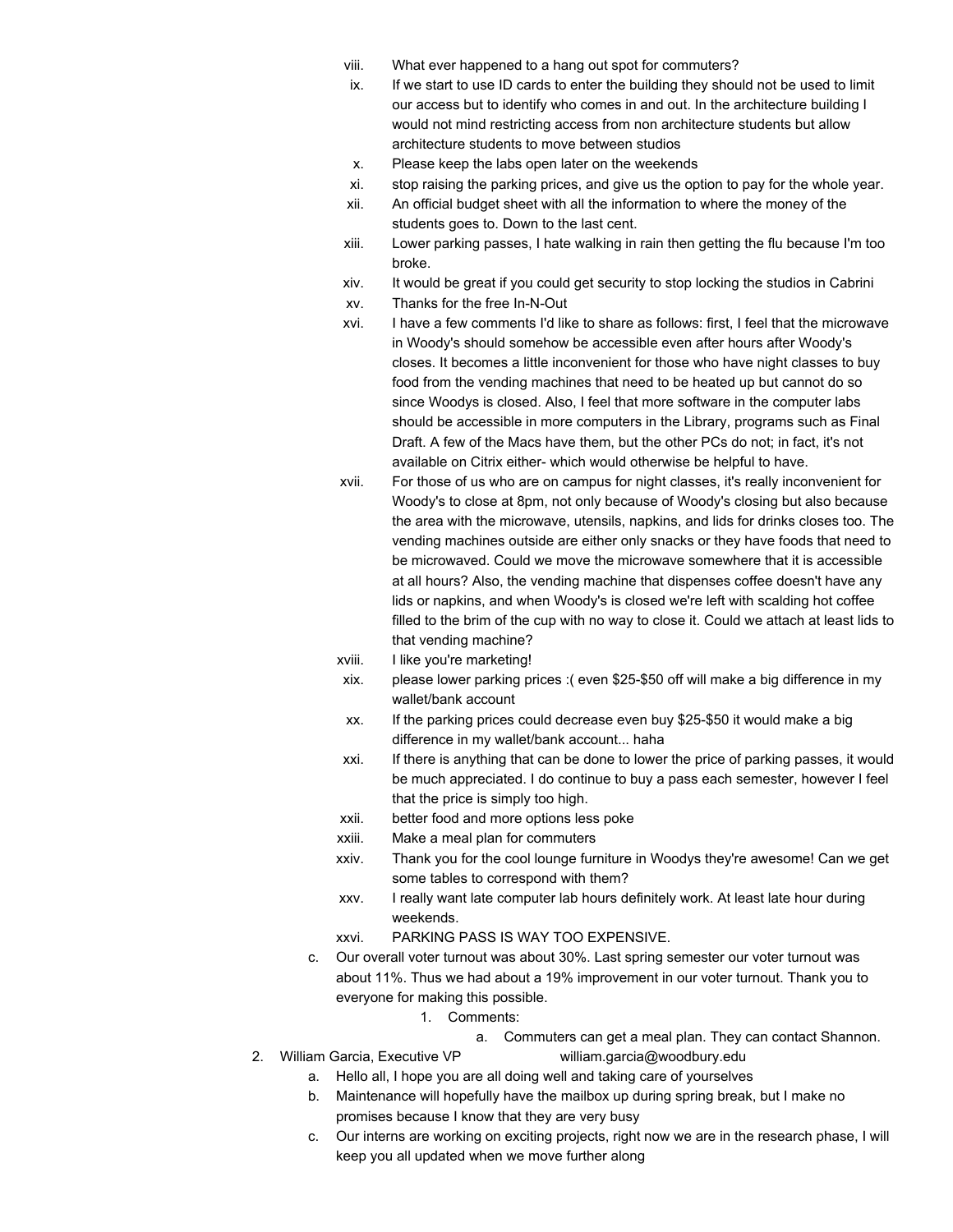viii. What ever happened to a hang out spot for commuters?

ix. If we start to use ID cards to enter the building they should not be used to limit our access but to identify who comes in and out. In the architecture building I would not mind restricting access from non architecture students but allow architecture students to move between studios

x. Please keep the labs open later on the weekends

xi. stop raising the parking prices, and give us the option to pay for the whole year.

xii. An official budget sheet with all the information to where the money of the students goes to. Down to the last cent.

xiii. Lower parking passes, I hate walking in rain then getting the flu because I'm too broke.

xiv. It would be great if you could get security to stop locking the studios in Cabrini

xv. Thanks for the free In-N-Out

xvi. I have a few comments I'd like to share as follows: first, I feel that the microwave in Woody's should somehow be accessible even after hours after Woody's closes. It becomes a little inconvenient for those who have night classes to buy food from the vending machines that need to be heated up but cannot do so since Woodys is closed. Also, I feel that more software in the computer labs should be accessible in more computers in the Library, programs such as Final Draft. A few of the Macs have them, but the other PCs do not; in fact, it's not available on Citrix either- which would otherwise be helpful to have.

xvii. For those of us who are on campus for night classes, it's really inconvenient for Woody's to close at 8pm, not only because of Woody's closing but also because the area with the microwave, utensils, napkins, and lids for drinks closes too. The vending machines outside are either only snacks or they have foods that need to be microwaved. Could we move the microwave somewhere that it is accessible at all hours? Also, the vending machine that dispenses coffee doesn't have any lids or napkins, and when Woody's is closed we're left with scalding hot coffee filled to the brim of the cup with no way to close it. Could we attach at least lids to that vending machine?

xviii. I like you're marketing!

xix. please lower parking prices :( even $25-$50 off will make a big difference in my wallet/bank account

xx. If the parking prices could decrease even buy $25-$50 it would make a big difference in my wallet/bank account... haha

xxi. If there is anything that can be done to lower the price of parking passes, it would be much appreciated. I do continue to buy a pass each semester, however I feel that the price is simply too high.

xxii. better food and more options less poke

xxiii. Make a meal plan for commuters

xxiv. Thank you for the cool lounge furniture in Woodys they're awesome! Can we get some tables to correspond with them?

xxv. I really want late computer lab hours definitely work. At least late hour during weekends.

xxvi. PARKING PASS IS WAY TOO EXPENSIVE.

c. Our overall voter turnout was about 30%. Last spring semester our voter turnout was about 11%. Thus we had about a 19% improvement in our voter turnout. Thank you to everyone for making this possible.

1. Comments:
   a. Commuters can get a meal plan. They can contact Shannon.

2. William Garcia, Executive VP william.garcia@woodbury.edu
   a. Hello all, I hope you are all doing well and taking care of yourselves
   b. Maintenance will hopefully have the mailbox up during spring break, but I make no promises because I know that they are very busy
   c. Our interns are working on exciting projects, right now we are in the research phase, I will keep you all updated when we move further along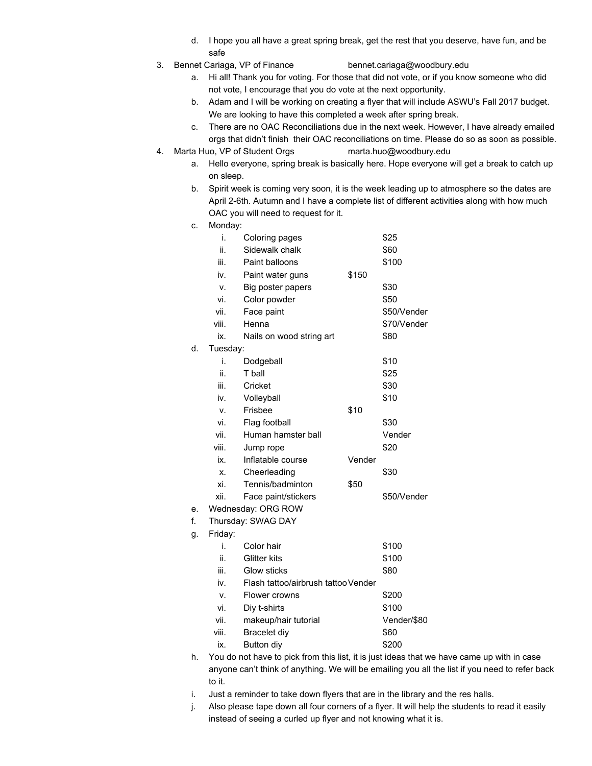d. I hope you all have a great spring break, get the rest that you deserve, have fun, and be safe

3. Bennet Cariaga, VP of Finance bennet.cariaga@woodbury.edu
   a. Hi all! Thank you for voting. For those that did not vote, or if you know someone who did not vote, I encourage that you do vote at the next opportunity.
   b. Adam and I will be working on creating a flyer that will include ASWU's Fall 2017 budget. We are looking to have this completed a week after spring break.
   c. There are no OAC Reconciliations due in the next week. However, I have already emailed orgs that didn't finish their OAC reconciliations on time. Please do so as soon as possible.

4. Marta Huo, VP of Student Orgs marta.huo@woodbury.edu
   a. Hello everyone, spring break is basically here. Hope everyone will get a break to catch up on sleep.
   b. Spirit week is coming very soon, it is the week leading up to atmosphere so the dates are April 2-6th. Autumn and I have a complete list of different activities along with how much OAC you will need to request for it.
   c. Monday:
      i. Coloring pages $25
      ii. Sidewalk chalk $60
      iii. Paint balloons $100
      iv. Paint water guns $150
      v. Big poster papers $30
      vi. Color powder $50
      vii. Face paint $50/Vender
      viii. Henna $70/Vender
      ix. Nails on wood string art $80
   d. Tuesday:
      i. Dodgeball $10
      ii. T ball $25
      iii. Cricket $30
      iv. Volleyball $10
      v. Frisbee $10
      vi. Flag football $30
      vii. Human hamster ball Vender
      viii. Jump rope $20
      ix. Inflatable course Vender
      x. Cheerleading $30
      xi. Tennis/badminton $50
      xii. Face paint/stickers $50/Vender
   e. Wednesday: ORG ROW
   f. Thursday: SWAG DAY
   g. Friday:
      i. Color hair $100
      ii. Glitter kits $100
      iii. Glow sticks $80
      iv. Flash tattoo/airbrush tattoo Vender
      v. Flower crowns $200
      vi. Diy t-shirts $100
      vii. makeup/hair tutorial Vender/$80
      viii. Bracelet diy $60
      ix. Button diy $200
   h. You do not have to pick from this list, it is just ideas that we have came up with in case anyone can't think of anything. We will be emailing you all the list if you need to refer back to it.
   i. Just a reminder to take down flyers that are in the library and the res halls.
   j. Also please tape down all four corners of a flyer. It will help the students to read it easily instead of seeing a curled up flyer and not knowing what it is.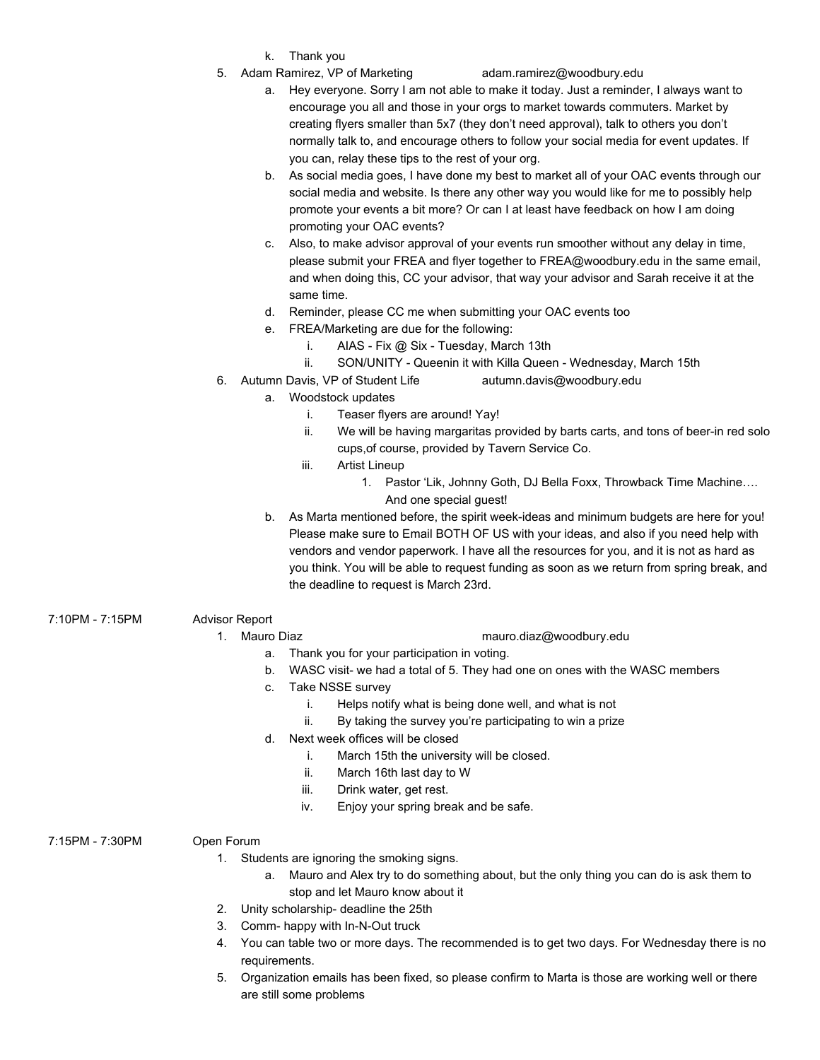k. Thank you

5. Adam Ramirez, VP of Marketing adam.ramirez@woodbury.edu
    a. Hey everyone. Sorry I am not able to make it today. Just a reminder, I always want to encourage you all and those in your orgs to market towards commuters. Market by creating flyers smaller than 5x7 (they don't need approval), talk to others you don't normally talk to, and encourage others to follow your social media for event updates. If you can, relay these tips to the rest of your org.
    b. As social media goes, I have done my best to market all of your OAC events through our social media and website. Is there any other way you would like for me to possibly help promote your events a bit more? Or can I at least have feedback on how I am doing promoting your OAC events?
    c. Also, to make advisor approval of your events run smoother without any delay in time, please submit your FREA and flyer together to FREA@woodbury.edu in the same email, and when doing this, CC your advisor, that way your advisor and Sarah receive it at the same time.
    d. Reminder, please CC me when submitting your OAC events too
    e. FREA/Marketing are due for the following:
        i. AIAS - Fix @ Six - Tuesday, March 13th
        ii. SON/UNITY - Queenin it with Killa Queen - Wednesday, March 15th
6. Autumn Davis, VP of Student Life autumn.davis@woodbury.edu
    a. Woodstock updates
        i. Teaser flyers are around! Yay!
        ii. We will be having margaritas provided by barts carts, and tons of beer-in red solo cups,of course, provided by Tavern Service Co.
        iii. Artist Lineup
            1. Pastor 'Lik, Johnny Goth, DJ Bella Foxx, Throwback Time Machine…. And one special guest!
    b. As Marta mentioned before, the spirit week-ideas and minimum budgets are here for you! Please make sure to Email BOTH OF US with your ideas, and also if you need help with vendors and vendor paperwork. I have all the resources for you, and it is not as hard as you think. You will be able to request funding as soon as we return from spring break, and the deadline to request is March 23rd.

7:10PM - 7:15PM **Advisor Report**

1. Mauro Diaz mauro.diaz@woodbury.edu
    a. Thank you for your participation in voting.
    b. WASC visit- we had a total of 5. They had one on ones with the WASC members
    c. Take NSSE survey
        i. Helps notify what is being done well, and what is not
        ii. By taking the survey you're participating to win a prize
    d. Next week offices will be closed
        i. March 15th the university will be closed.
        ii. March 16th last day to W
        iii. Drink water, get rest.
        iv. Enjoy your spring break and be safe.

7:15PM - 7:30PM **Open Forum**

1. Students are ignoring the smoking signs.
    a. Mauro and Alex try to do something about, but the only thing you can do is ask them to stop and let Mauro know about it
2. Unity scholarship- deadline the 25th
3. Comm- happy with In-N-Out truck
4. You can table two or more days. The recommended is to get two days. For Wednesday there is no requirements.
5. Organization emails has been fixed, so please confirm to Marta is those are working well or there are still some problems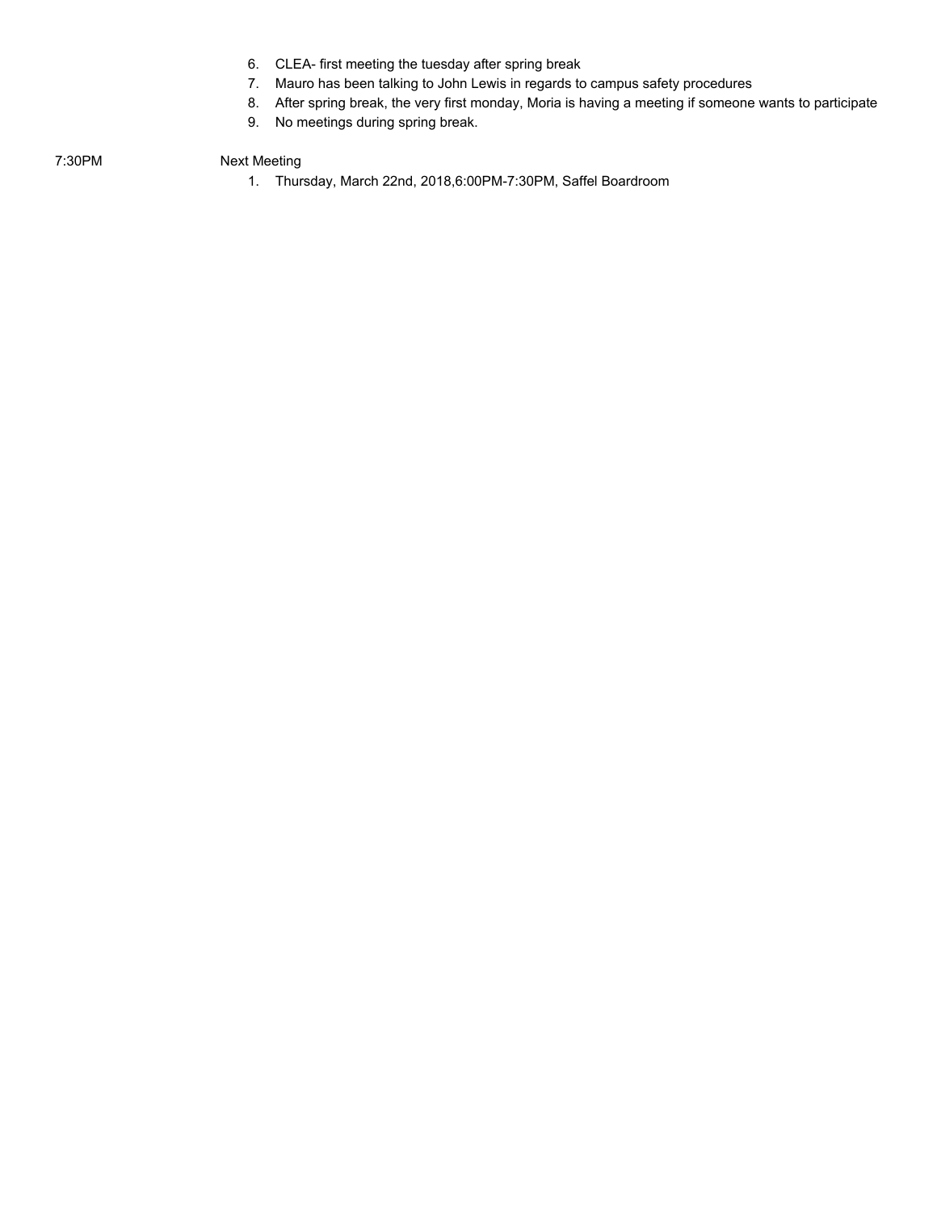6. CLEA- first meeting the tuesday after spring break
7. Mauro has been talking to John Lewis in regards to campus safety procedures
8. After spring break, the very first monday, Moria is having a meeting if someone wants to participate
9. No meetings during spring break.

7:30PM Next Meeting

1. Thursday, March 22nd, 2018,6:00PM-7:30PM, Saffel Boardroom